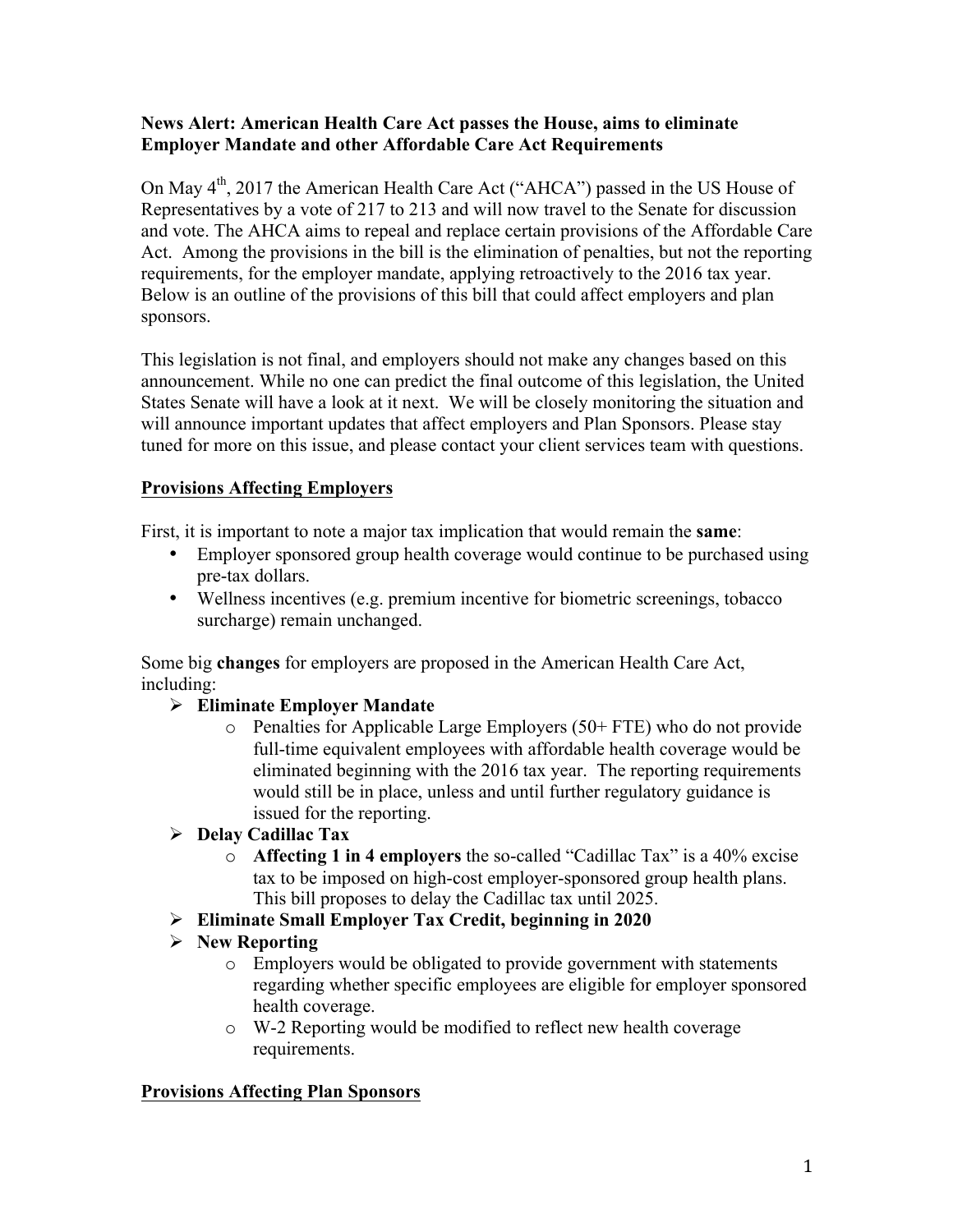**News Alert: American Health Care Act passes the House, aims to eliminate Employer Mandate and other Affordable Care Act Requirements**

On May 4th, 2017 the American Health Care Act ("AHCA") passed in the US House of Representatives by a vote of 217 to 213 and will now travel to the Senate for discussion and vote. The AHCA aims to repeal and replace certain provisions of the Affordable Care Act. Among the provisions in the bill is the elimination of penalties, but not the reporting requirements, for the employer mandate, applying retroactively to the 2016 tax year. Below is an outline of the provisions of this bill that could affect employers and plan sponsors.

This legislation is not final, and employers should not make any changes based on this announcement. While no one can predict the final outcome of this legislation, the United States Senate will have a look at it next. We will be closely monitoring the situation and will announce important updates that affect employers and Plan Sponsors. Please stay tuned for more on this issue, and please contact your client services team with questions.

## Provisions Affecting Employers

First, it is important to note a major tax implication that would remain the **same**:

- Employer sponsored group health coverage would continue to be purchased using pre-tax dollars.
- Wellness incentives (e.g. premium incentive for biometric screenings, tobacco surcharge) remain unchanged.

Some big **changes** for employers are proposed in the American Health Care Act, including:

- **Eliminate Employer Mandate**
  - Penalties for Applicable Large Employers (50+ FTE) who do not provide full-time equivalent employees with affordable health coverage would be eliminated beginning with the 2016 tax year. The reporting requirements would still be in place, unless and until further regulatory guidance is issued for the reporting.
- **Delay Cadillac Tax**
  - **Affecting 1 in 4 employers** the so-called "Cadillac Tax" is a 40% excise tax to be imposed on high-cost employer-sponsored group health plans. This bill proposes to delay the Cadillac tax until 2025.
- **Eliminate Small Employer Tax Credit, beginning in 2020**
- **New Reporting**
  - Employers would be obligated to provide government with statements regarding whether specific employees are eligible for employer sponsored health coverage.
  - W-2 Reporting would be modified to reflect new health coverage requirements.

## Provisions Affecting Plan Sponsors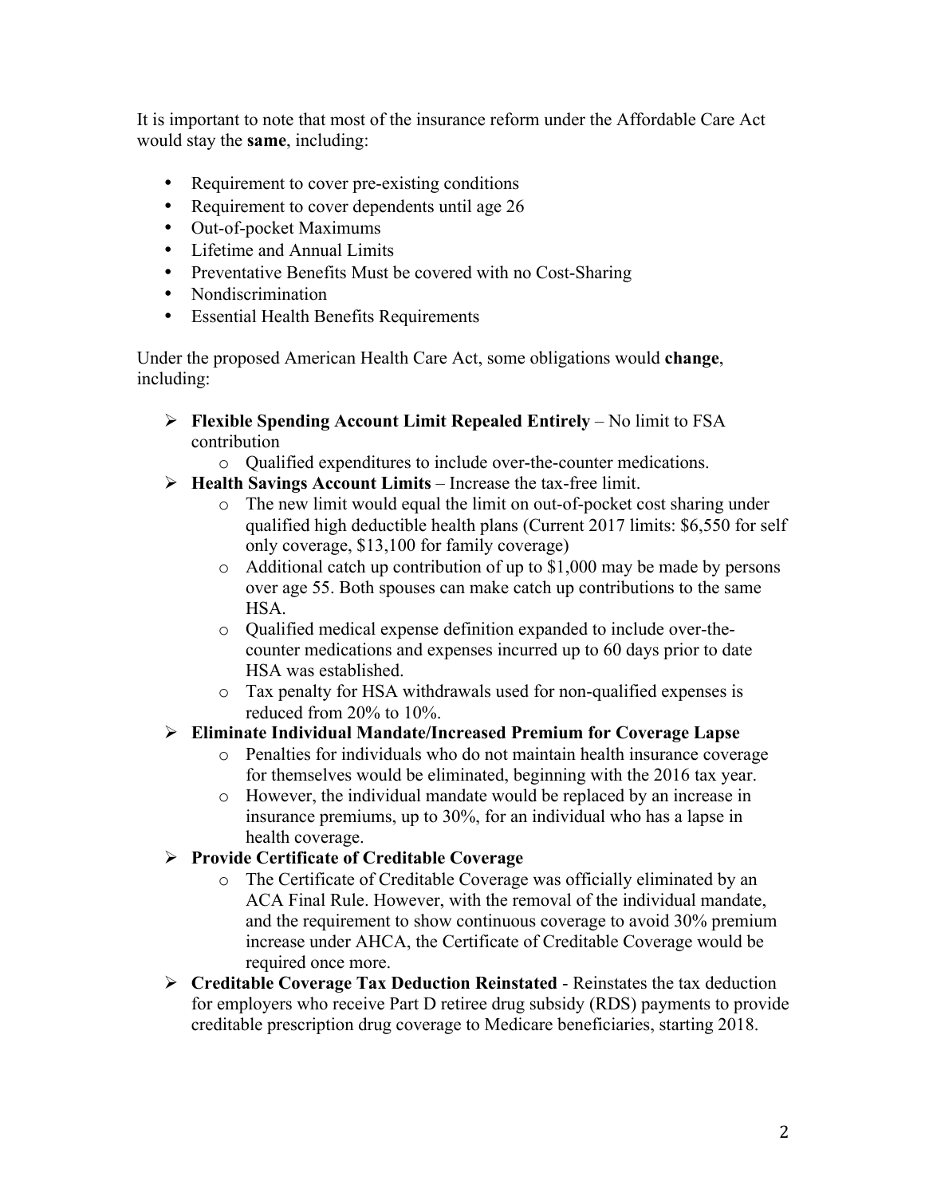It is important to note that most of the insurance reform under the Affordable Care Act would stay the **same**, including:

- Requirement to cover pre-existing conditions
- Requirement to cover dependents until age 26
- Out-of-pocket Maximums
- Lifetime and Annual Limits
- Preventative Benefits Must be covered with no Cost-Sharing
- Nondiscrimination
- Essential Health Benefits Requirements

Under the proposed American Health Care Act, some obligations would **change**, including:

- **Flexible Spending Account Limit Repealed Entirely** – No limit to FSA contribution
  - Qualified expenditures to include over-the-counter medications.
- **Health Savings Account Limits** – Increase the tax-free limit.
  - The new limit would equal the limit on out-of-pocket cost sharing under qualified high deductible health plans (Current 2017 limits: $6,550 for self only coverage, $13,100 for family coverage)
  - Additional catch up contribution of up to $1,000 may be made by persons over age 55. Both spouses can make catch up contributions to the same HSA.
  - Qualified medical expense definition expanded to include over-the-counter medications and expenses incurred up to 60 days prior to date HSA was established.
  - Tax penalty for HSA withdrawals used for non-qualified expenses is reduced from 20% to 10%.
- **Eliminate Individual Mandate/Increased Premium for Coverage Lapse**
  - Penalties for individuals who do not maintain health insurance coverage for themselves would be eliminated, beginning with the 2016 tax year.
  - However, the individual mandate would be replaced by an increase in insurance premiums, up to 30%, for an individual who has a lapse in health coverage.
- **Provide Certificate of Creditable Coverage**
  - The Certificate of Creditable Coverage was officially eliminated by an ACA Final Rule. However, with the removal of the individual mandate, and the requirement to show continuous coverage to avoid 30% premium increase under AHCA, the Certificate of Creditable Coverage would be required once more.
- **Creditable Coverage Tax Deduction Reinstated** - Reinstates the tax deduction for employers who receive Part D retiree drug subsidy (RDS) payments to provide creditable prescription drug coverage to Medicare beneficiaries, starting 2018.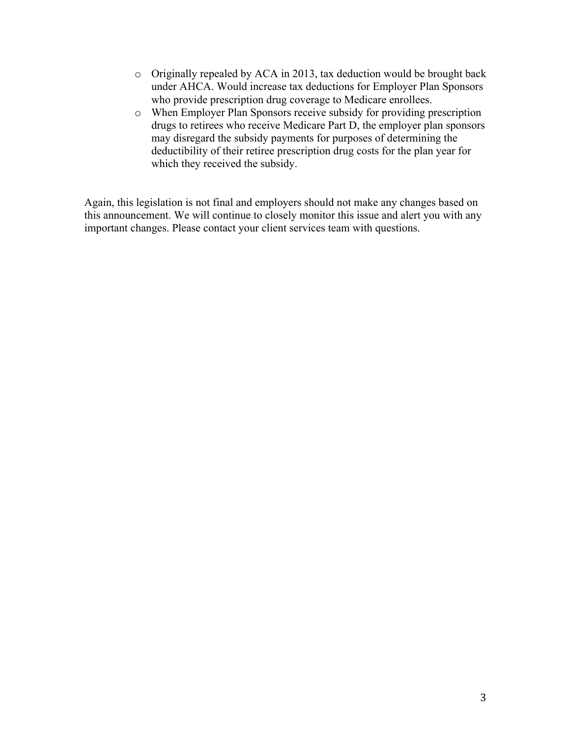- Originally repealed by ACA in 2013, tax deduction would be brought back under AHCA. Would increase tax deductions for Employer Plan Sponsors who provide prescription drug coverage to Medicare enrollees.
- When Employer Plan Sponsors receive subsidy for providing prescription drugs to retirees who receive Medicare Part D, the employer plan sponsors may disregard the subsidy payments for purposes of determining the deductibility of their retiree prescription drug costs for the plan year for which they received the subsidy.

Again, this legislation is not final and employers should not make any changes based on this announcement. We will continue to closely monitor this issue and alert you with any important changes. Please contact your client services team with questions.